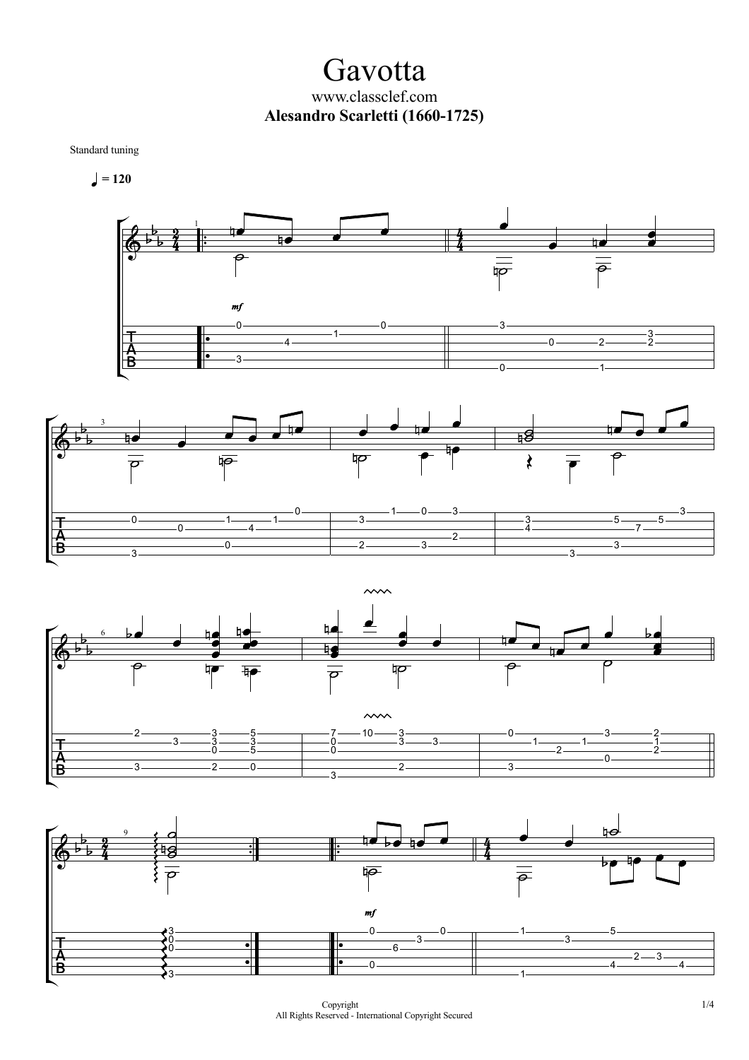# Gavotta

www.classclef.com

**Alesandro Scarletti (1660-1725)**

Standard tuning

♩ = 120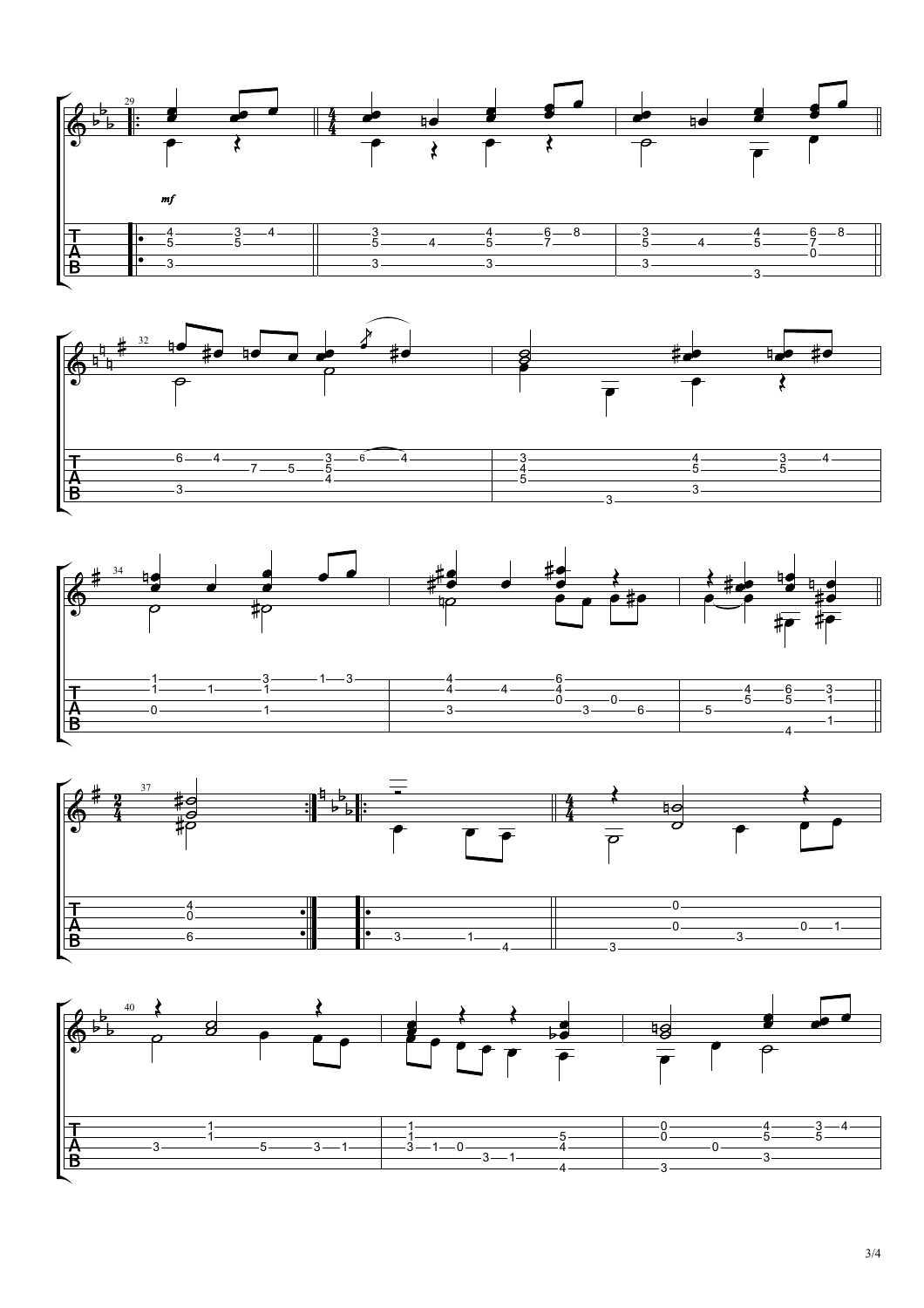*mf*